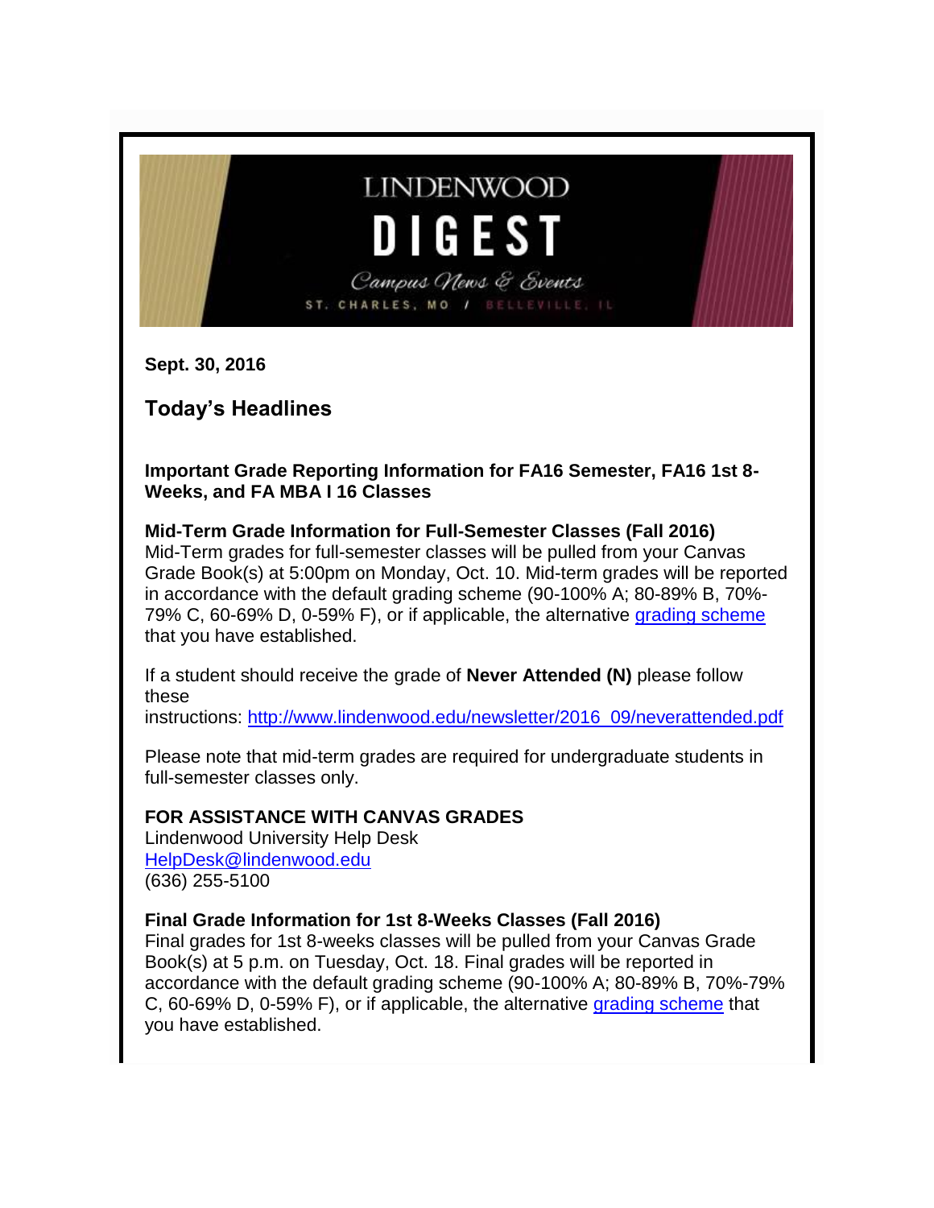# LINDENWOOD DIGEST

*Campus News & Events*

ST. CHARLES, MO / BELLEVILLE, IL

**Sept. 30, 2016**

## Today's Headlines

**Important Grade Reporting Information for FA16 Semester, FA16 1st 8-Weeks, and FA MBA I 16 Classes**

**Mid-Term Grade Information for Full-Semester Classes (Fall 2016)**
Mid-Term grades for full-semester classes will be pulled from your Canvas Grade Book(s) at 5:00pm on Monday, Oct. 10. Mid-term grades will be reported in accordance with the default grading scheme (90-100% A; 80-89% B, 70%-79% C, 60-69% D, 0-59% F), or if applicable, the alternative grading scheme that you have established.

If a student should receive the grade of **Never Attended (N)** please follow these instructions: http://www.lindenwood.edu/newsletter/2016_09/neverattended.pdf

Please note that mid-term grades are required for undergraduate students in full-semester classes only.

**FOR ASSISTANCE WITH CANVAS GRADES**
Lindenwood University Help Desk
HelpDesk@lindenwood.edu
(636) 255-5100

**Final Grade Information for 1st 8-Weeks Classes (Fall 2016)**
Final grades for 1st 8-weeks classes will be pulled from your Canvas Grade Book(s) at 5 p.m. on Tuesday, Oct. 18. Final grades will be reported in accordance with the default grading scheme (90-100% A; 80-89% B, 70%-79% C, 60-69% D, 0-59% F), or if applicable, the alternative grading scheme that you have established.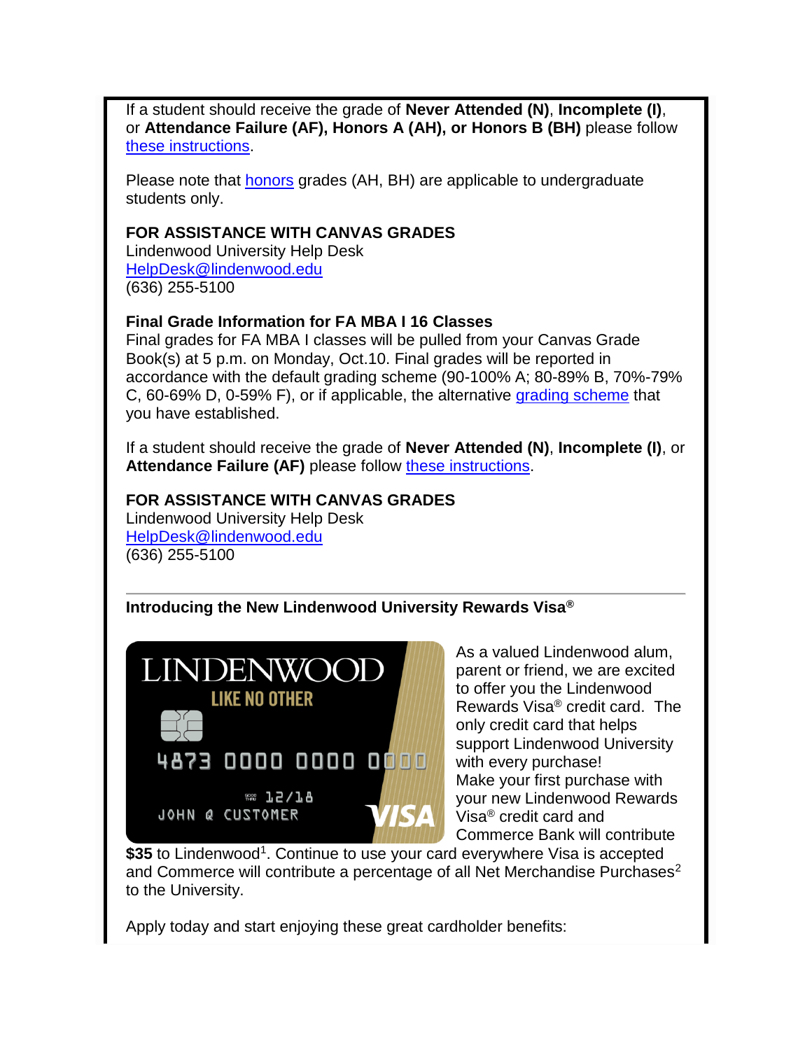If a student should receive the grade of **Never Attended (N)**, **Incomplete (I)**, or **Attendance Failure (AF), Honors A (AH), or Honors B (BH)** please follow [these instructions].

Please note that [honors] grades (AH, BH) are applicable to undergraduate students only.

**FOR ASSISTANCE WITH CANVAS GRADES**
Lindenwood University Help Desk
HelpDesk@lindenwood.edu
(636) 255-5100

**Final Grade Information for FA MBA I 16 Classes**
Final grades for FA MBA I classes will be pulled from your Canvas Grade Book(s) at 5 p.m. on Monday, Oct.10. Final grades will be reported in accordance with the default grading scheme (90-100% A; 80-89% B, 70%-79% C, 60-69% D, 0-59% F), or if applicable, the alternative [grading scheme] that you have established.

If a student should receive the grade of **Never Attended (N)**, **Incomplete (I)**, or **Attendance Failure (AF)** please follow [these instructions].

**FOR ASSISTANCE WITH CANVAS GRADES**
Lindenwood University Help Desk
HelpDesk@lindenwood.edu
(636) 255-5100

---

**Introducing the New Lindenwood University Rewards Visa®**

As a valued Lindenwood alum, parent or friend, we are excited to offer you the Lindenwood Rewards Visa® credit card. The only credit card that helps support Lindenwood University with every purchase! Make your first purchase with your new Lindenwood Rewards Visa® credit card and Commerce Bank will contribute **$35** to Lindenwood[1]. Continue to use your card everywhere Visa is accepted and Commerce will contribute a percentage of all Net Merchandise Purchases[2] to the University.

Apply today and start enjoying these great cardholder benefits: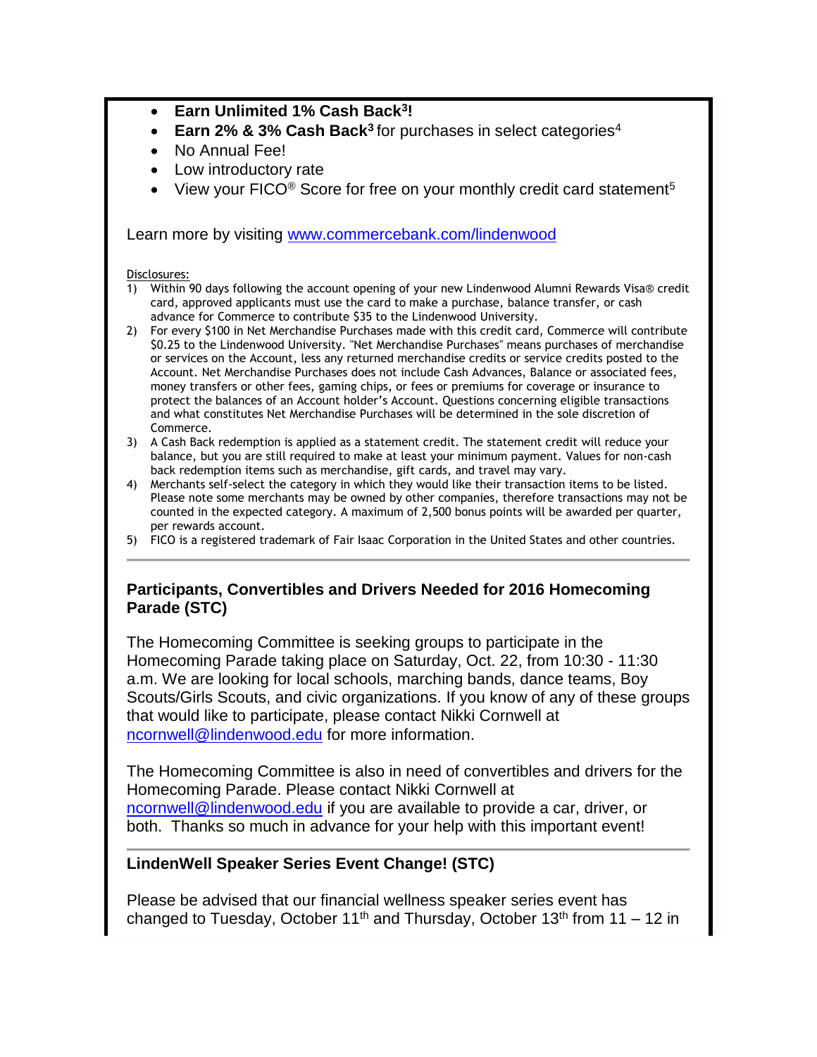- **Earn Unlimited 1% Cash Back[3]!**
- **Earn 2% & 3% Cash Back[3]** for purchases in select categories[4]
- No Annual Fee!
- Low introductory rate
- View your FICO® Score for free on your monthly credit card statement[5]

Learn more by visiting [www.commercebank.com/lindenwood](www.commercebank.com/lindenwood)

Disclosures:

1) Within 90 days following the account opening of your new Lindenwood Alumni Rewards Visa® credit card, approved applicants must use the card to make a purchase, balance transfer, or cash advance for Commerce to contribute $35 to the Lindenwood University.
2) For every $100 in Net Merchandise Purchases made with this credit card, Commerce will contribute $0.25 to the Lindenwood University. "Net Merchandise Purchases" means purchases of merchandise or services on the Account, less any returned merchandise credits or service credits posted to the Account. Net Merchandise Purchases does not include Cash Advances, Balance or associated fees, money transfers or other fees, gaming chips, or fees or premiums for coverage or insurance to protect the balances of an Account holder's Account. Questions concerning eligible transactions and what constitutes Net Merchandise Purchases will be determined in the sole discretion of Commerce.
3) A Cash Back redemption is applied as a statement credit. The statement credit will reduce your balance, but you are still required to make at least your minimum payment. Values for non-cash back redemption items such as merchandise, gift cards, and travel may vary.
4) Merchants self-select the category in which they would like their transaction items to be listed. Please note some merchants may be owned by other companies, therefore transactions may not be counted in the expected category. A maximum of 2,500 bonus points will be awarded per quarter, per rewards account.
5) FICO is a registered trademark of Fair Isaac Corporation in the United States and other countries.

---

### Participants, Convertibles and Drivers Needed for 2016 Homecoming Parade (STC)

The Homecoming Committee is seeking groups to participate in the Homecoming Parade taking place on Saturday, Oct. 22, from 10:30 - 11:30 a.m. We are looking for local schools, marching bands, dance teams, Boy Scouts/Girls Scouts, and civic organizations. If you know of any of these groups that would like to participate, please contact Nikki Cornwell at [ncornwell@lindenwood.edu](mailto:ncornwell@lindenwood.edu) for more information.

The Homecoming Committee is also in need of convertibles and drivers for the Homecoming Parade. Please contact Nikki Cornwell at [ncornwell@lindenwood.edu](mailto:ncornwell@lindenwood.edu) if you are available to provide a car, driver, or both. Thanks so much in advance for your help with this important event!

---

### LindenWell Speaker Series Event Change! (STC)

Please be advised that our financial wellness speaker series event has changed to Tuesday, October 11th and Thursday, October 13th from 11 – 12 in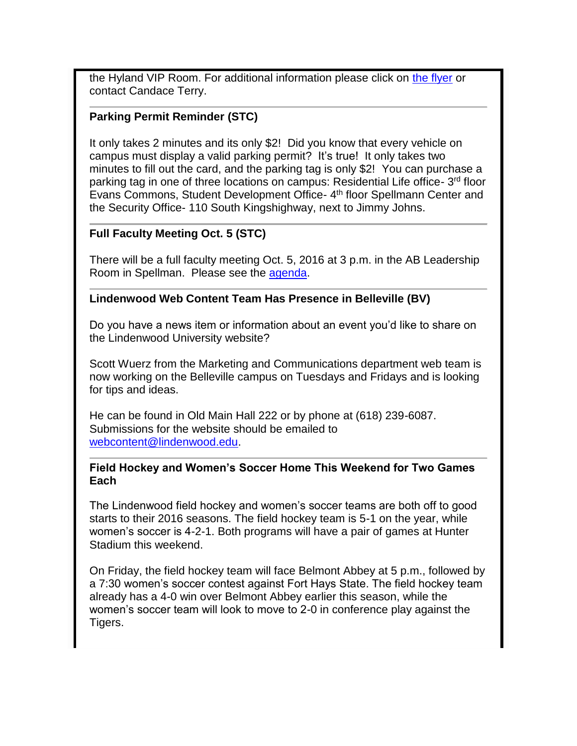the Hyland VIP Room. For additional information please click on the flyer or contact Candace Terry.

---

**Parking Permit Reminder (STC)**

It only takes 2 minutes and its only $2! Did you know that every vehicle on campus must display a valid parking permit? It's true! It only takes two minutes to fill out the card, and the parking tag is only $2! You can purchase a parking tag in one of three locations on campus: Residential Life office- 3rd floor Evans Commons, Student Development Office- 4th floor Spellmann Center and the Security Office- 110 South Kingshighway, next to Jimmy Johns.

---

**Full Faculty Meeting Oct. 5 (STC)**

There will be a full faculty meeting Oct. 5, 2016 at 3 p.m. in the AB Leadership Room in Spellman. Please see the agenda.

---

**Lindenwood Web Content Team Has Presence in Belleville (BV)**

Do you have a news item or information about an event you'd like to share on the Lindenwood University website?

Scott Wuerz from the Marketing and Communications department web team is now working on the Belleville campus on Tuesdays and Fridays and is looking for tips and ideas.

He can be found in Old Main Hall 222 or by phone at (618) 239-6087. Submissions for the website should be emailed to webcontent@lindenwood.edu.

---

**Field Hockey and Women's Soccer Home This Weekend for Two Games Each**

The Lindenwood field hockey and women's soccer teams are both off to good starts to their 2016 seasons. The field hockey team is 5-1 on the year, while women's soccer is 4-2-1. Both programs will have a pair of games at Hunter Stadium this weekend.

On Friday, the field hockey team will face Belmont Abbey at 5 p.m., followed by a 7:30 women's soccer contest against Fort Hays State. The field hockey team already has a 4-0 win over Belmont Abbey earlier this season, while the women's soccer team will look to move to 2-0 in conference play against the Tigers.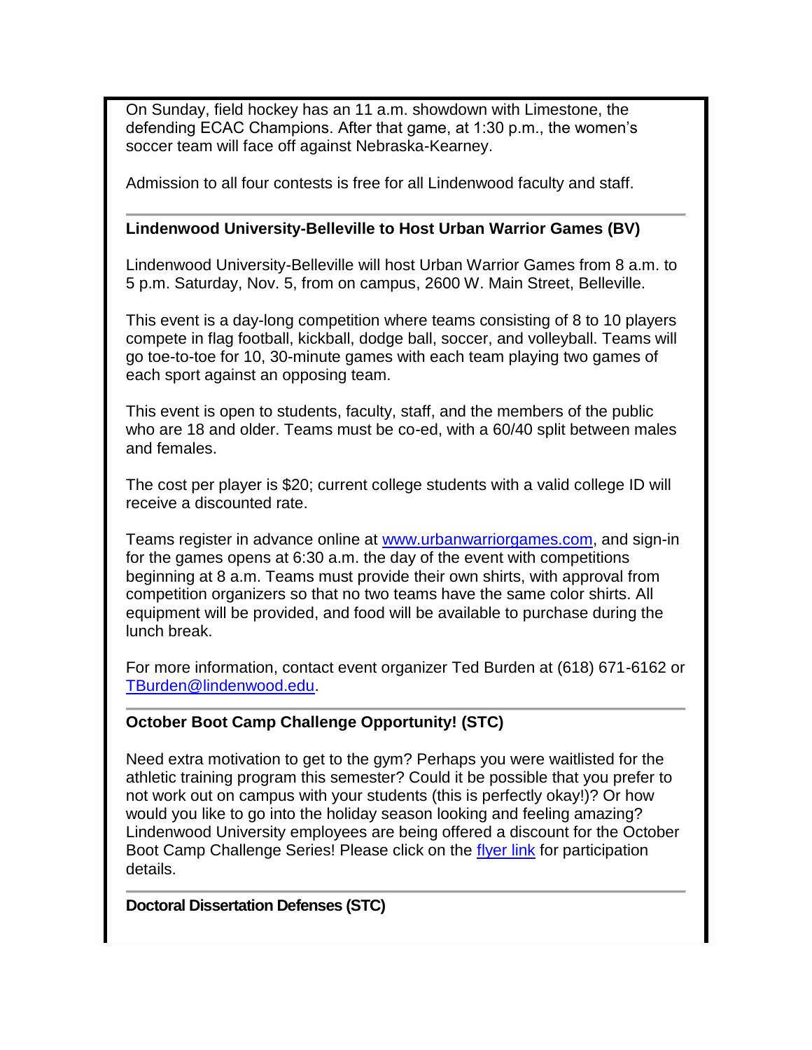On Sunday, field hockey has an 11 a.m. showdown with Limestone, the defending ECAC Champions. After that game, at 1:30 p.m., the women's soccer team will face off against Nebraska-Kearney.

Admission to all four contests is free for all Lindenwood faculty and staff.

---

**Lindenwood University-Belleville to Host Urban Warrior Games (BV)**

Lindenwood University-Belleville will host Urban Warrior Games from 8 a.m. to 5 p.m. Saturday, Nov. 5, from on campus, 2600 W. Main Street, Belleville.

This event is a day-long competition where teams consisting of 8 to 10 players compete in flag football, kickball, dodge ball, soccer, and volleyball. Teams will go toe-to-toe for 10, 30-minute games with each team playing two games of each sport against an opposing team.

This event is open to students, faculty, staff, and the members of the public who are 18 and older. Teams must be co-ed, with a 60/40 split between males and females.

The cost per player is $20; current college students with a valid college ID will receive a discounted rate.

Teams register in advance online at [www.urbanwarriorgames.com](www.urbanwarriorgames.com), and sign-in for the games opens at 6:30 a.m. the day of the event with competitions beginning at 8 a.m. Teams must provide their own shirts, with approval from competition organizers so that no two teams have the same color shirts. All equipment will be provided, and food will be available to purchase during the lunch break.

For more information, contact event organizer Ted Burden at (618) 671-6162 or [TBurden@lindenwood.edu](mailto:TBurden@lindenwood.edu).

---

**October Boot Camp Challenge Opportunity! (STC)**

Need extra motivation to get to the gym? Perhaps you were waitlisted for the athletic training program this semester? Could it be possible that you prefer to not work out on campus with your students (this is perfectly okay!)? Or how would you like to go into the holiday season looking and feeling amazing? Lindenwood University employees are being offered a discount for the October Boot Camp Challenge Series! Please click on the flyer link for participation details.

---

**Doctoral Dissertation Defenses (STC)**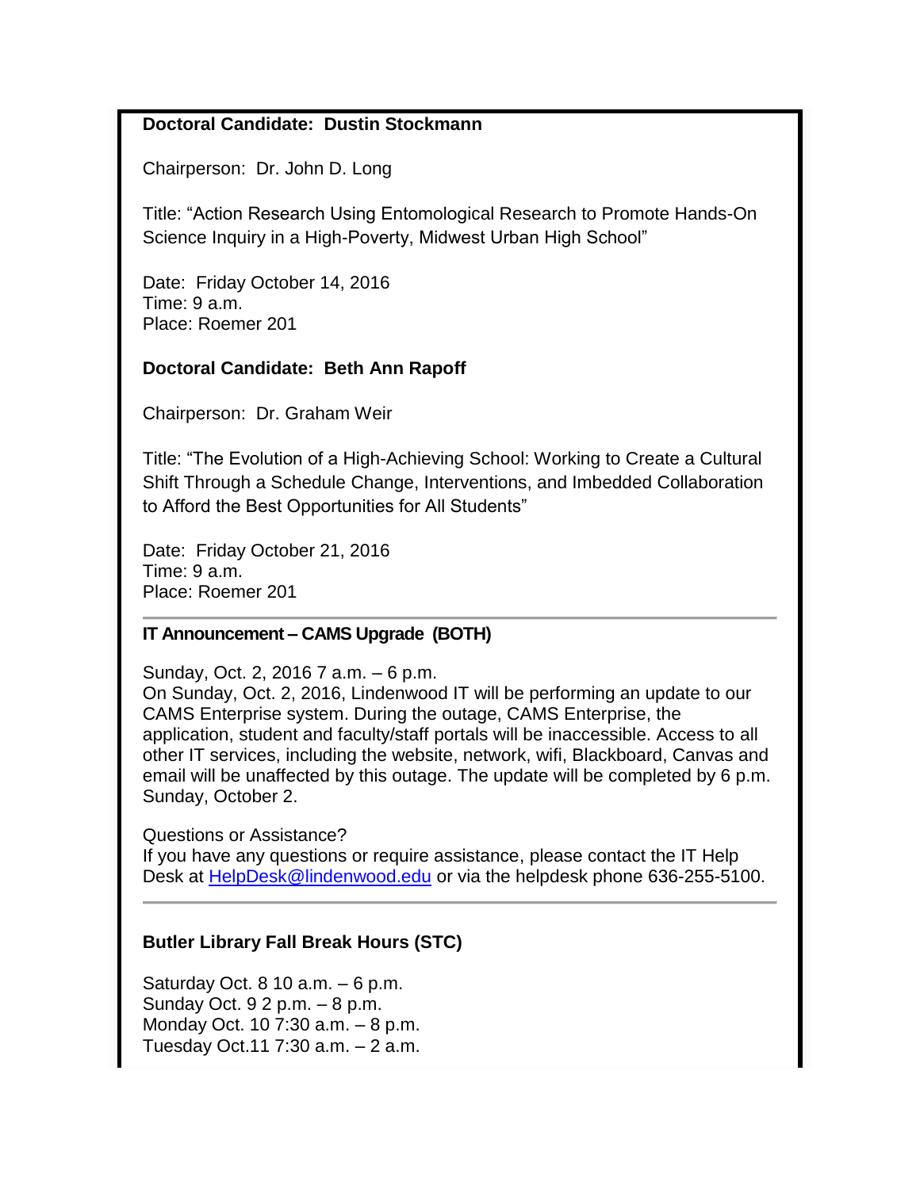**Doctoral Candidate: Dustin Stockmann**

Chairperson: Dr. John D. Long

Title: "Action Research Using Entomological Research to Promote Hands-On Science Inquiry in a High-Poverty, Midwest Urban High School"

Date: Friday October 14, 2016
Time: 9 a.m.
Place: Roemer 201

**Doctoral Candidate: Beth Ann Rapoff**

Chairperson: Dr. Graham Weir

Title: "The Evolution of a High-Achieving School: Working to Create a Cultural Shift Through a Schedule Change, Interventions, and Imbedded Collaboration to Afford the Best Opportunities for All Students"

Date: Friday October 21, 2016
Time: 9 a.m.
Place: Roemer 201

---

**IT Announcement – CAMS Upgrade (BOTH)**

Sunday, Oct. 2, 2016 7 a.m. – 6 p.m.
On Sunday, Oct. 2, 2016, Lindenwood IT will be performing an update to our CAMS Enterprise system. During the outage, CAMS Enterprise, the application, student and faculty/staff portals will be inaccessible. Access to all other IT services, including the website, network, wifi, Blackboard, Canvas and email will be unaffected by this outage. The update will be completed by 6 p.m. Sunday, October 2.

Questions or Assistance?
If you have any questions or require assistance, please contact the IT Help Desk at HelpDesk@lindenwood.edu or via the helpdesk phone 636-255-5100.

---

**Butler Library Fall Break Hours (STC)**

Saturday Oct. 8 10 a.m. – 6 p.m.
Sunday Oct. 9 2 p.m. – 8 p.m.
Monday Oct. 10 7:30 a.m. – 8 p.m.
Tuesday Oct.11 7:30 a.m. – 2 a.m.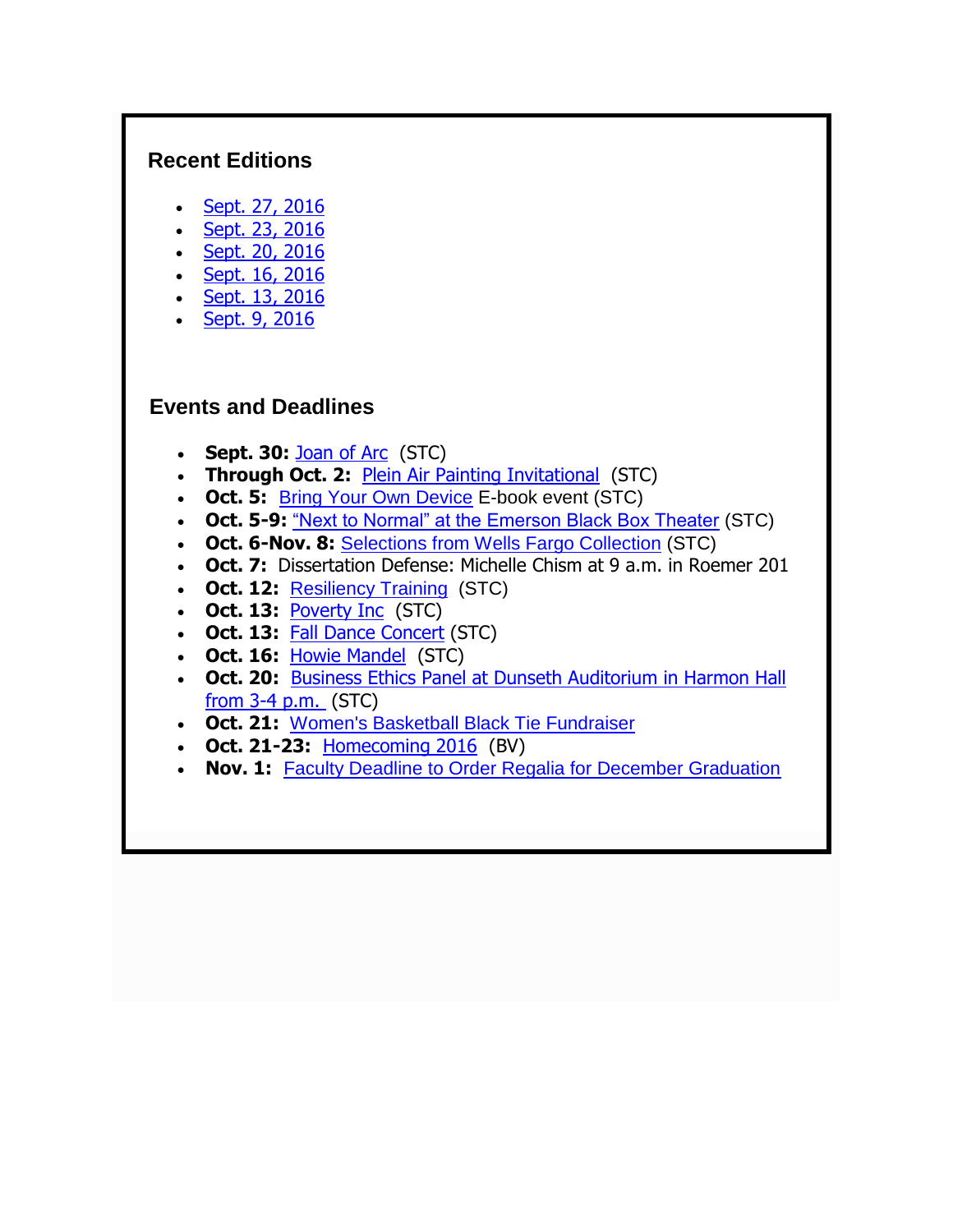## Recent Editions

- Sept. 27, 2016
- Sept. 23, 2016
- Sept. 20, 2016
- Sept. 16, 2016
- Sept. 13, 2016
- Sept. 9, 2016

## Events and Deadlines

- **Sept. 30:** Joan of Arc (STC)
- **Through Oct. 2:** Plein Air Painting Invitational (STC)
- **Oct. 5:** Bring Your Own Device E-book event (STC)
- **Oct. 5-9:** "Next to Normal" at the Emerson Black Box Theater (STC)
- **Oct. 6-Nov. 8:** Selections from Wells Fargo Collection (STC)
- **Oct. 7:** Dissertation Defense: Michelle Chism at 9 a.m. in Roemer 201
- **Oct. 12:** Resiliency Training (STC)
- **Oct. 13:** Poverty Inc (STC)
- **Oct. 13:** Fall Dance Concert (STC)
- **Oct. 16:** Howie Mandel (STC)
- **Oct. 20:** Business Ethics Panel at Dunseth Auditorium in Harmon Hall from 3-4 p.m. (STC)
- **Oct. 21:** Women's Basketball Black Tie Fundraiser
- **Oct. 21-23:** Homecoming 2016 (BV)
- **Nov. 1:** Faculty Deadline to Order Regalia for December Graduation